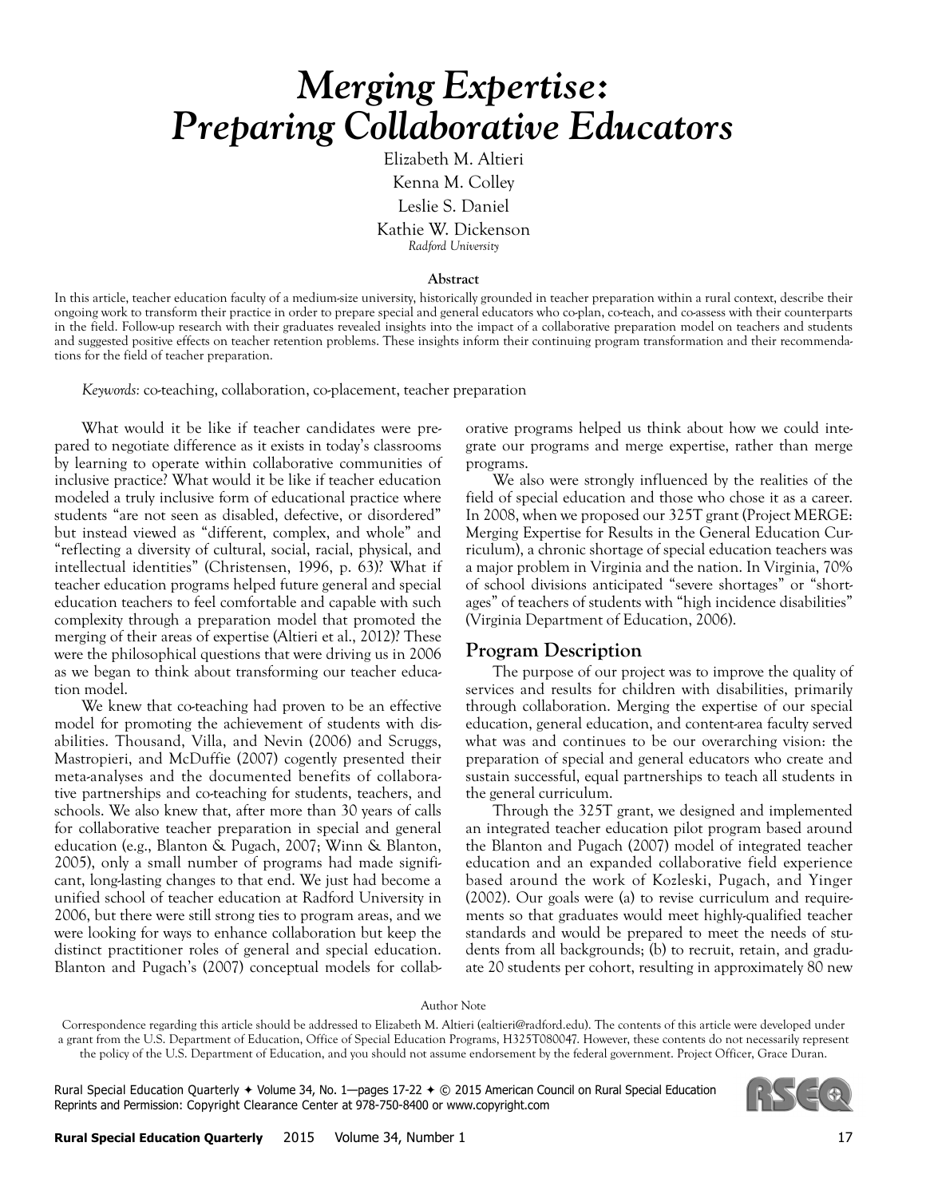# *Merging Expertise: Preparing Collaborative Educators*

Elizabeth M. Altieri
Kenna M. Colley
Leslie S. Daniel
Kathie W. Dickenson
*Radford University*

### Abstract

In this article, teacher education faculty of a medium-size university, historically grounded in teacher preparation within a rural context, describe their ongoing work to transform their practice in order to prepare special and general educators who co-plan, co-teach, and co-assess with their counterparts in the field. Follow-up research with their graduates revealed insights into the impact of a collaborative preparation model on teachers and students and suggested positive effects on teacher retention problems. These insights inform their continuing program transformation and their recommendations for the field of teacher preparation.

*Keywords:* co-teaching, collaboration, co-placement, teacher preparation

What would it be like if teacher candidates were prepared to negotiate difference as it exists in today's classrooms by learning to operate within collaborative communities of inclusive practice? What would it be like if teacher education modeled a truly inclusive form of educational practice where students "are not seen as disabled, defective, or disordered" but instead viewed as "different, complex, and whole" and "reflecting a diversity of cultural, social, racial, physical, and intellectual identities" (Christensen, 1996, p. 63)? What if teacher education programs helped future general and special education teachers to feel comfortable and capable with such complexity through a preparation model that promoted the merging of their areas of expertise (Altieri et al., 2012)? These were the philosophical questions that were driving us in 2006 as we began to think about transforming our teacher education model.

We knew that co-teaching had proven to be an effective model for promoting the achievement of students with disabilities. Thousand, Villa, and Nevin (2006) and Scruggs, Mastropieri, and McDuffie (2007) cogently presented their meta-analyses and the documented benefits of collaborative partnerships and co-teaching for students, teachers, and schools. We also knew that, after more than 30 years of calls for collaborative teacher preparation in special and general education (e.g., Blanton & Pugach, 2007; Winn & Blanton, 2005), only a small number of programs had made significant, long-lasting changes to that end. We just had become a unified school of teacher education at Radford University in 2006, but there were still strong ties to program areas, and we were looking for ways to enhance collaboration but keep the distinct practitioner roles of general and special education. Blanton and Pugach's (2007) conceptual models for collaborative programs helped us think about how we could integrate our programs and merge expertise, rather than merge programs.

We also were strongly influenced by the realities of the field of special education and those who chose it as a career. In 2008, when we proposed our 325T grant (Project MERGE: Merging Expertise for Results in the General Education Curriculum), a chronic shortage of special education teachers was a major problem in Virginia and the nation. In Virginia, 70% of school divisions anticipated "severe shortages" or "shortages" of teachers of students with "high incidence disabilities" (Virginia Department of Education, 2006).

## Program Description

The purpose of our project was to improve the quality of services and results for children with disabilities, primarily through collaboration. Merging the expertise of our special education, general education, and content-area faculty served what was and continues to be our overarching vision: the preparation of special and general educators who create and sustain successful, equal partnerships to teach all students in the general curriculum.

Through the 325T grant, we designed and implemented an integrated teacher education pilot program based around the Blanton and Pugach (2007) model of integrated teacher education and an expanded collaborative field experience based around the work of Kozleski, Pugach, and Yinger (2002). Our goals were (a) to revise curriculum and requirements so that graduates would meet highly-qualified teacher standards and would be prepared to meet the needs of students from all backgrounds; (b) to recruit, retain, and graduate 20 students per cohort, resulting in approximately 80 new

Author Note

Correspondence regarding this article should be addressed to Elizabeth M. Altieri (ealtieri@radford.edu). The contents of this article were developed under a grant from the U.S. Department of Education, Office of Special Education Programs, H325T080047. However, these contents do not necessarily represent the policy of the U.S. Department of Education, and you should not assume endorsement by the federal government. Project Officer, Grace Duran.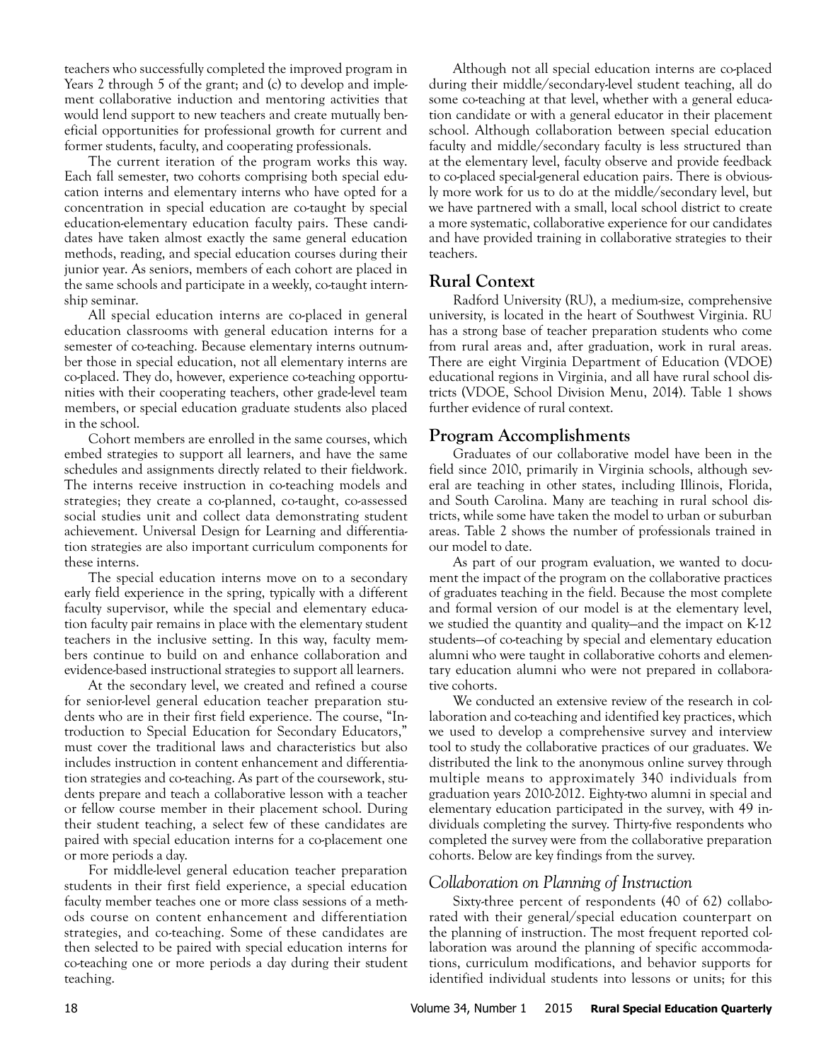teachers who successfully completed the improved program in Years 2 through 5 of the grant; and (c) to develop and implement collaborative induction and mentoring activities that would lend support to new teachers and create mutually beneficial opportunities for professional growth for current and former students, faculty, and cooperating professionals.

The current iteration of the program works this way. Each fall semester, two cohorts comprising both special education interns and elementary interns who have opted for a concentration in special education are co-taught by special education-elementary education faculty pairs. These candidates have taken almost exactly the same general education methods, reading, and special education courses during their junior year. As seniors, members of each cohort are placed in the same schools and participate in a weekly, co-taught internship seminar.

All special education interns are co-placed in general education classrooms with general education interns for a semester of co-teaching. Because elementary interns outnumber those in special education, not all elementary interns are co-placed. They do, however, experience co-teaching opportunities with their cooperating teachers, other grade-level team members, or special education graduate students also placed in the school.

Cohort members are enrolled in the same courses, which embed strategies to support all learners, and have the same schedules and assignments directly related to their fieldwork. The interns receive instruction in co-teaching models and strategies; they create a co-planned, co-taught, co-assessed social studies unit and collect data demonstrating student achievement. Universal Design for Learning and differentiation strategies are also important curriculum components for these interns.

The special education interns move on to a secondary early field experience in the spring, typically with a different faculty supervisor, while the special and elementary education faculty pair remains in place with the elementary student teachers in the inclusive setting. In this way, faculty members continue to build on and enhance collaboration and evidence-based instructional strategies to support all learners.

At the secondary level, we created and refined a course for senior-level general education teacher preparation students who are in their first field experience. The course, "Introduction to Special Education for Secondary Educators," must cover the traditional laws and characteristics but also includes instruction in content enhancement and differentiation strategies and co-teaching. As part of the coursework, students prepare and teach a collaborative lesson with a teacher or fellow course member in their placement school. During their student teaching, a select few of these candidates are paired with special education interns for a co-placement one or more periods a day.

For middle-level general education teacher preparation students in their first field experience, a special education faculty member teaches one or more class sessions of a methods course on content enhancement and differentiation strategies, and co-teaching. Some of these candidates are then selected to be paired with special education interns for co-teaching one or more periods a day during their student teaching.

Although not all special education interns are co-placed during their middle/secondary-level student teaching, all do some co-teaching at that level, whether with a general education candidate or with a general educator in their placement school. Although collaboration between special education faculty and middle/secondary faculty is less structured than at the elementary level, faculty observe and provide feedback to co-placed special-general education pairs. There is obviously more work for us to do at the middle/secondary level, but we have partnered with a small, local school district to create a more systematic, collaborative experience for our candidates and have provided training in collaborative strategies to their teachers.

## Rural Context

Radford University (RU), a medium-size, comprehensive university, is located in the heart of Southwest Virginia. RU has a strong base of teacher preparation students who come from rural areas and, after graduation, work in rural areas. There are eight Virginia Department of Education (VDOE) educational regions in Virginia, and all have rural school districts (VDOE, School Division Menu, 2014). Table 1 shows further evidence of rural context.

## Program Accomplishments

Graduates of our collaborative model have been in the field since 2010, primarily in Virginia schools, although several are teaching in other states, including Illinois, Florida, and South Carolina. Many are teaching in rural school districts, while some have taken the model to urban or suburban areas. Table 2 shows the number of professionals trained in our model to date.

As part of our program evaluation, we wanted to document the impact of the program on the collaborative practices of graduates teaching in the field. Because the most complete and formal version of our model is at the elementary level, we studied the quantity and quality—and the impact on K-12 students—of co-teaching by special and elementary education alumni who were taught in collaborative cohorts and elementary education alumni who were not prepared in collaborative cohorts.

We conducted an extensive review of the research in collaboration and co-teaching and identified key practices, which we used to develop a comprehensive survey and interview tool to study the collaborative practices of our graduates. We distributed the link to the anonymous online survey through multiple means to approximately 340 individuals from graduation years 2010-2012. Eighty-two alumni in special and elementary education participated in the survey, with 49 individuals completing the survey. Thirty-five respondents who completed the survey were from the collaborative preparation cohorts. Below are key findings from the survey.

### *Collaboration on Planning of Instruction*

Sixty-three percent of respondents (40 of 62) collaborated with their general/special education counterpart on the planning of instruction. The most frequent reported collaboration was around the planning of specific accommodations, curriculum modifications, and behavior supports for identified individual students into lessons or units; for this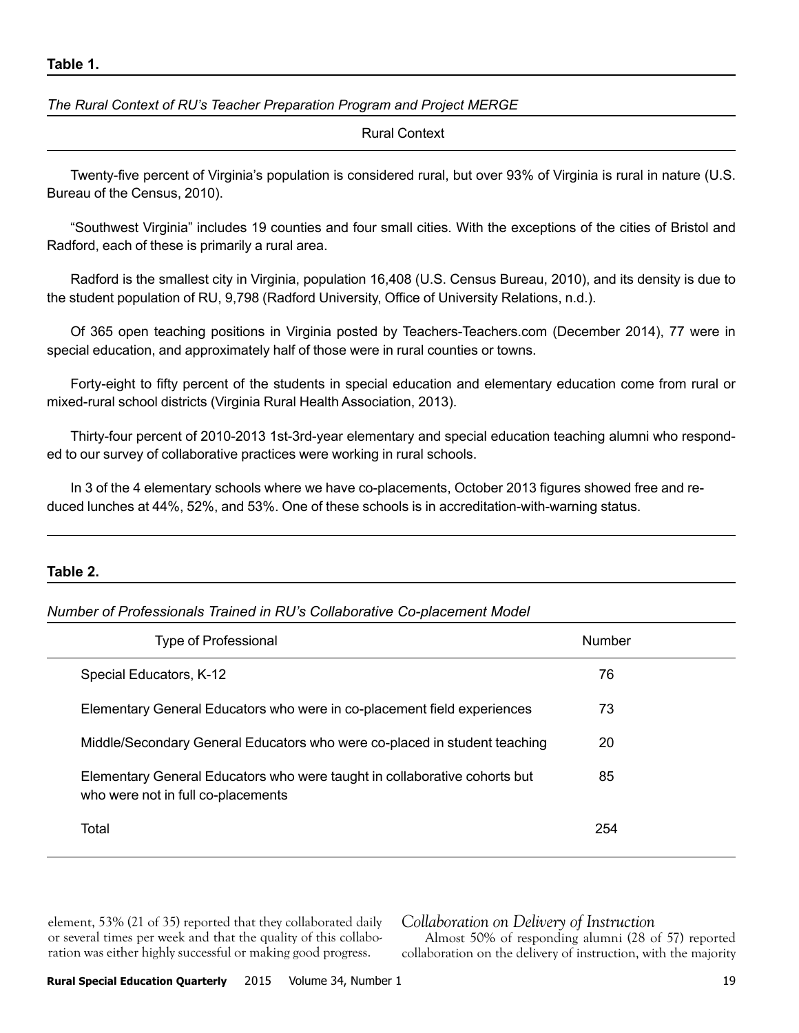**Table 1.**

*The Rural Context of RU's Teacher Preparation Program and Project MERGE*

| Rural Context |
|---|
| Twenty-five percent of Virginia's population is considered rural, but over 93% of Virginia is rural in nature (U.S. Bureau of the Census, 2010). |
| "Southwest Virginia" includes 19 counties and four small cities. With the exceptions of the cities of Bristol and Radford, each of these is primarily a rural area. |
| Radford is the smallest city in Virginia, population 16,408 (U.S. Census Bureau, 2010), and its density is due to the student population of RU, 9,798 (Radford University, Office of University Relations, n.d.). |
| Of 365 open teaching positions in Virginia posted by Teachers-Teachers.com (December 2014), 77 were in special education, and approximately half of those were in rural counties or towns. |
| Forty-eight to fifty percent of the students in special education and elementary education come from rural or mixed-rural school districts (Virginia Rural Health Association, 2013). |
| Thirty-four percent of 2010-2013 1st-3rd-year elementary and special education teaching alumni who responded to our survey of collaborative practices were working in rural schools. |
| In 3 of the 4 elementary schools where we have co-placements, October 2013 figures showed free and reduced lunches at 44%, 52%, and 53%. One of these schools is in accreditation-with-warning status. |

**Table 2.**

*Number of Professionals Trained in RU's Collaborative Co-placement Model*

| Type of Professional | Number |
|---|---|
| Special Educators, K-12 | 76 |
| Elementary General Educators who were in co-placement field experiences | 73 |
| Middle/Secondary General Educators who were co-placed in student teaching | 20 |
| Elementary General Educators who were taught in collaborative cohorts but who were not in full co-placements | 85 |
| Total | 254 |

element, 53% (21 of 35) reported that they collaborated daily or several times per week and that the quality of this collaboration was either highly successful or making good progress.

### *Collaboration on Delivery of Instruction*

Almost 50% of responding alumni (28 of 57) reported collaboration on the delivery of instruction, with the majority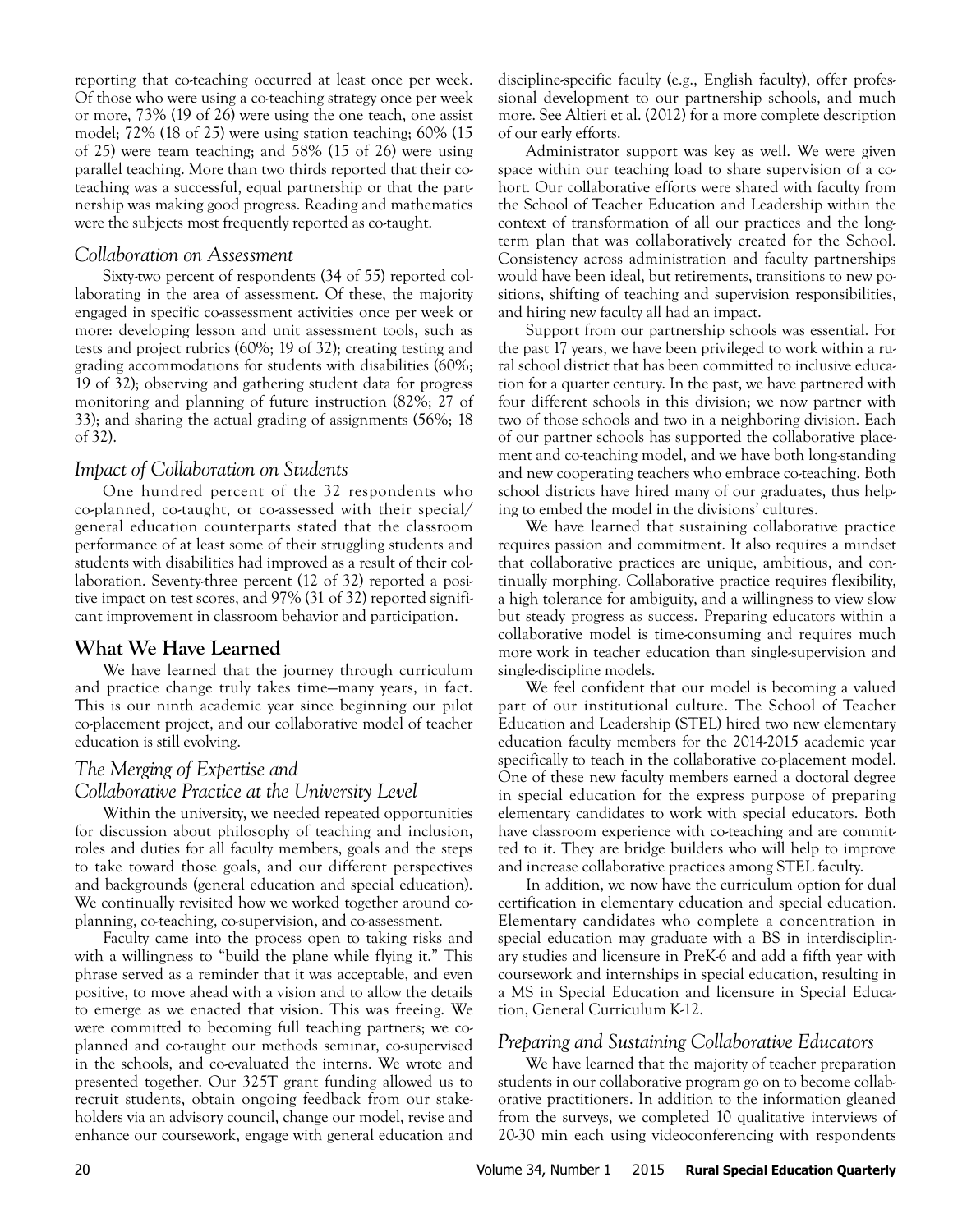reporting that co-teaching occurred at least once per week. Of those who were using a co-teaching strategy once per week or more, 73% (19 of 26) were using the one teach, one assist model; 72% (18 of 25) were using station teaching; 60% (15 of 25) were team teaching; and 58% (15 of 26) were using parallel teaching. More than two thirds reported that their co-teaching was a successful, equal partnership or that the partnership was making good progress. Reading and mathematics were the subjects most frequently reported as co-taught.

### *Collaboration on Assessment*

Sixty-two percent of respondents (34 of 55) reported collaborating in the area of assessment. Of these, the majority engaged in specific co-assessment activities once per week or more: developing lesson and unit assessment tools, such as tests and project rubrics (60%; 19 of 32); creating testing and grading accommodations for students with disabilities (60%; 19 of 32); observing and gathering student data for progress monitoring and planning of future instruction (82%; 27 of 33); and sharing the actual grading of assignments (56%; 18 of 32).

### *Impact of Collaboration on Students*

One hundred percent of the 32 respondents who co-planned, co-taught, or co-assessed with their special/general education counterparts stated that the classroom performance of at least some of their struggling students and students with disabilities had improved as a result of their collaboration. Seventy-three percent (12 of 32) reported a positive impact on test scores, and 97% (31 of 32) reported significant improvement in classroom behavior and participation.

## **What We Have Learned**

We have learned that the journey through curriculum and practice change truly takes time—many years, in fact. This is our ninth academic year since beginning our pilot co-placement project, and our collaborative model of teacher education is still evolving.

### *The Merging of Expertise and Collaborative Practice at the University Level*

Within the university, we needed repeated opportunities for discussion about philosophy of teaching and inclusion, roles and duties for all faculty members, goals and the steps to take toward those goals, and our different perspectives and backgrounds (general education and special education). We continually revisited how we worked together around co-planning, co-teaching, co-supervision, and co-assessment.

Faculty came into the process open to taking risks and with a willingness to "build the plane while flying it." This phrase served as a reminder that it was acceptable, and even positive, to move ahead with a vision and to allow the details to emerge as we enacted that vision. This was freeing. We were committed to becoming full teaching partners; we co-planned and co-taught our methods seminar, co-supervised in the schools, and co-evaluated the interns. We wrote and presented together. Our 325T grant funding allowed us to recruit students, obtain ongoing feedback from our stakeholders via an advisory council, change our model, revise and enhance our coursework, engage with general education and discipline-specific faculty (e.g., English faculty), offer professional development to our partnership schools, and much more. See Altieri et al. (2012) for a more complete description of our early efforts.

Administrator support was key as well. We were given space within our teaching load to share supervision of a cohort. Our collaborative efforts were shared with faculty from the School of Teacher Education and Leadership within the context of transformation of all our practices and the long-term plan that was collaboratively created for the School. Consistency across administration and faculty partnerships would have been ideal, but retirements, transitions to new positions, shifting of teaching and supervision responsibilities, and hiring new faculty all had an impact.

Support from our partnership schools was essential. For the past 17 years, we have been privileged to work within a rural school district that has been committed to inclusive education for a quarter century. In the past, we have partnered with four different schools in this division; we now partner with two of those schools and two in a neighboring division. Each of our partner schools has supported the collaborative placement and co-teaching model, and we have both long-standing and new cooperating teachers who embrace co-teaching. Both school districts have hired many of our graduates, thus helping to embed the model in the divisions' cultures.

We have learned that sustaining collaborative practice requires passion and commitment. It also requires a mindset that collaborative practices are unique, ambitious, and continually morphing. Collaborative practice requires flexibility, a high tolerance for ambiguity, and a willingness to view slow but steady progress as success. Preparing educators within a collaborative model is time-consuming and requires much more work in teacher education than single-supervision and single-discipline models.

We feel confident that our model is becoming a valued part of our institutional culture. The School of Teacher Education and Leadership (STEL) hired two new elementary education faculty members for the 2014-2015 academic year specifically to teach in the collaborative co-placement model. One of these new faculty members earned a doctoral degree in special education for the express purpose of preparing elementary candidates to work with special educators. Both have classroom experience with co-teaching and are committed to it. They are bridge builders who will help to improve and increase collaborative practices among STEL faculty.

In addition, we now have the curriculum option for dual certification in elementary education and special education. Elementary candidates who complete a concentration in special education may graduate with a BS in interdisciplinary studies and licensure in PreK-6 and add a fifth year with coursework and internships in special education, resulting in a MS in Special Education and licensure in Special Education, General Curriculum K-12.

### *Preparing and Sustaining Collaborative Educators*

We have learned that the majority of teacher preparation students in our collaborative program go on to become collaborative practitioners. In addition to the information gleaned from the surveys, we completed 10 qualitative interviews of 20-30 min each using videoconferencing with respondents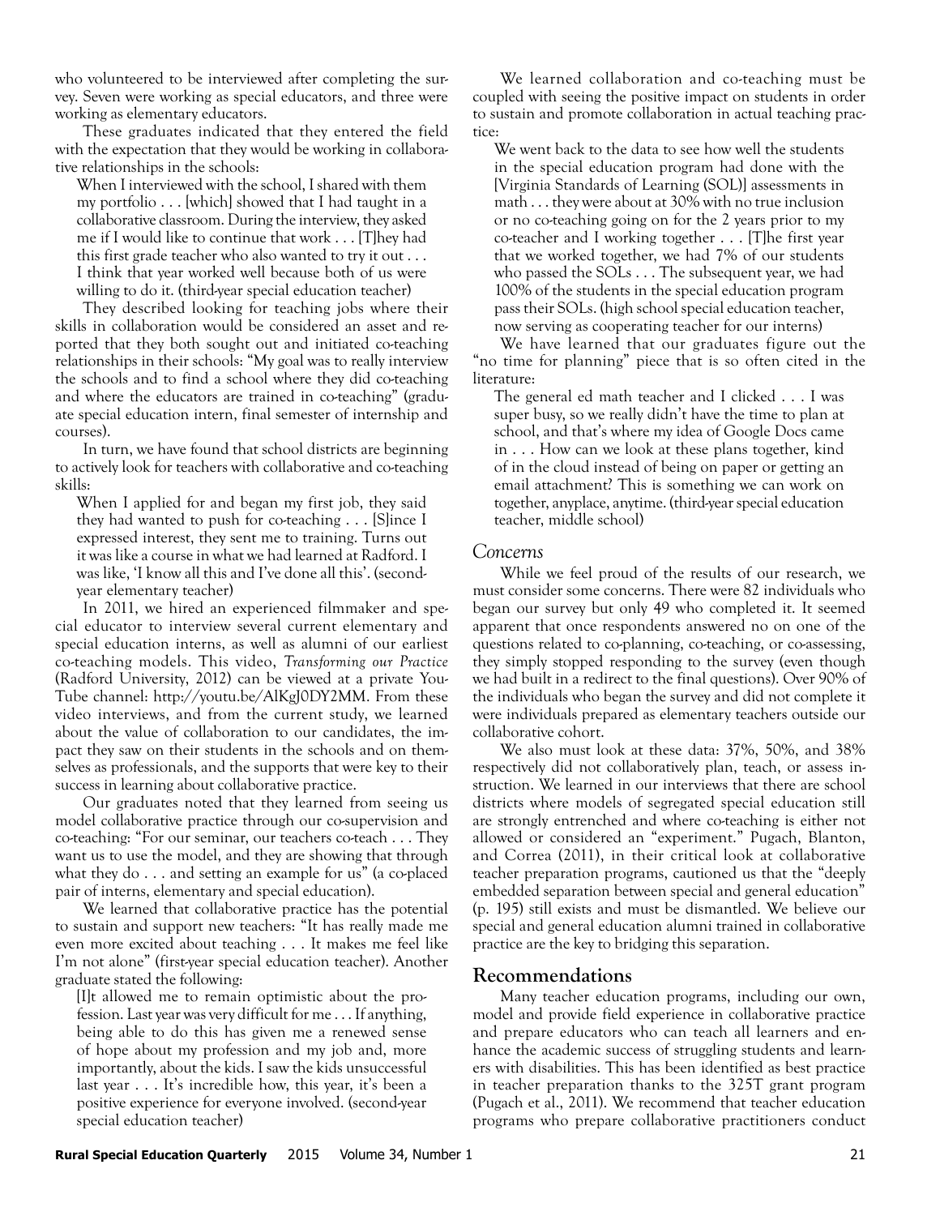who volunteered to be interviewed after completing the survey. Seven were working as special educators, and three were working as elementary educators.

These graduates indicated that they entered the field with the expectation that they would be working in collaborative relationships in the schools:

> When I interviewed with the school, I shared with them my portfolio . . . [which] showed that I had taught in a collaborative classroom. During the interview, they asked me if I would like to continue that work . . . [T]hey had this first grade teacher who also wanted to try it out . . . I think that year worked well because both of us were willing to do it. (third-year special education teacher)

They described looking for teaching jobs where their skills in collaboration would be considered an asset and reported that they both sought out and initiated co-teaching relationships in their schools: "My goal was to really interview the schools and to find a school where they did co-teaching and where the educators are trained in co-teaching" (graduate special education intern, final semester of internship and courses).

In turn, we have found that school districts are beginning to actively look for teachers with collaborative and co-teaching skills:

> When I applied for and began my first job, they said they had wanted to push for co-teaching . . . [S]ince I expressed interest, they sent me to training. Turns out it was like a course in what we had learned at Radford. I was like, 'I know all this and I've done all this'. (second-year elementary teacher)

In 2011, we hired an experienced filmmaker and special educator to interview several current elementary and special education interns, as well as alumni of our earliest co-teaching models. This video, *Transforming our Practice* (Radford University, 2012) can be viewed at a private YouTube channel: http://youtu.be/AlKgJ0DY2MM. From these video interviews, and from the current study, we learned about the value of collaboration to our candidates, the impact they saw on their students in the schools and on themselves as professionals, and the supports that were key to their success in learning about collaborative practice.

Our graduates noted that they learned from seeing us model collaborative practice through our co-supervision and co-teaching: "For our seminar, our teachers co-teach . . . They want us to use the model, and they are showing that through what they do . . . and setting an example for us" (a co-placed pair of interns, elementary and special education).

We learned that collaborative practice has the potential to sustain and support new teachers: "It has really made me even more excited about teaching . . . It makes me feel like I'm not alone" (first-year special education teacher). Another graduate stated the following:

> [I]t allowed me to remain optimistic about the profession. Last year was very difficult for me . . . If anything, being able to do this has given me a renewed sense of hope about my profession and my job and, more importantly, about the kids. I saw the kids unsuccessful last year . . . It's incredible how, this year, it's been a positive experience for everyone involved. (second-year special education teacher)

We learned collaboration and co-teaching must be coupled with seeing the positive impact on students in order to sustain and promote collaboration in actual teaching practice:

> We went back to the data to see how well the students in the special education program had done with the [Virginia Standards of Learning (SOL)] assessments in math . . . they were about at 30% with no true inclusion or no co-teaching going on for the 2 years prior to my co-teacher and I working together . . . [T]he first year that we worked together, we had 7% of our students who passed the SOLs . . . The subsequent year, we had 100% of the students in the special education program pass their SOLs. (high school special education teacher, now serving as cooperating teacher for our interns)

We have learned that our graduates figure out the "no time for planning" piece that is so often cited in the literature:

> The general ed math teacher and I clicked . . . I was super busy, so we really didn't have the time to plan at school, and that's where my idea of Google Docs came in . . . How can we look at these plans together, kind of in the cloud instead of being on paper or getting an email attachment? This is something we can work on together, anyplace, anytime. (third-year special education teacher, middle school)

### *Concerns*

While we feel proud of the results of our research, we must consider some concerns. There were 82 individuals who began our survey but only 49 who completed it. It seemed apparent that once respondents answered no on one of the questions related to co-planning, co-teaching, or co-assessing, they simply stopped responding to the survey (even though we had built in a redirect to the final questions). Over 90% of the individuals who began the survey and did not complete it were individuals prepared as elementary teachers outside our collaborative cohort.

We also must look at these data: 37%, 50%, and 38% respectively did not collaboratively plan, teach, or assess instruction. We learned in our interviews that there are school districts where models of segregated special education still are strongly entrenched and where co-teaching is either not allowed or considered an "experiment." Pugach, Blanton, and Correa (2011), in their critical look at collaborative teacher preparation programs, cautioned us that the "deeply embedded separation between special and general education" (p. 195) still exists and must be dismantled. We believe our special and general education alumni trained in collaborative practice are the key to bridging this separation.

## Recommendations

Many teacher education programs, including our own, model and provide field experience in collaborative practice and prepare educators who can teach all learners and enhance the academic success of struggling students and learners with disabilities. This has been identified as best practice in teacher preparation thanks to the 325T grant program (Pugach et al., 2011). We recommend that teacher education programs who prepare collaborative practitioners conduct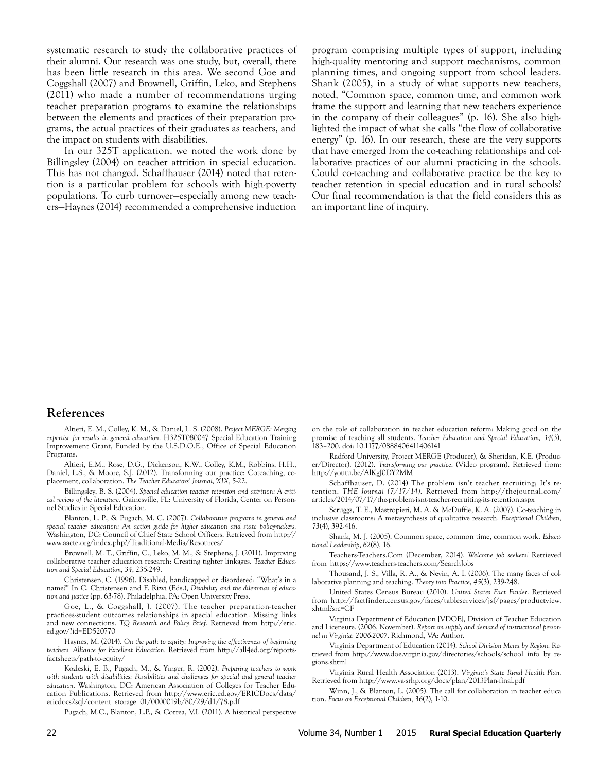systematic research to study the collaborative practices of their alumni. Our research was one study, but, overall, there has been little research in this area. We second Goe and Coggshall (2007) and Brownell, Griffin, Leko, and Stephens (2011) who made a number of recommendations urging teacher preparation programs to examine the relationships between the elements and practices of their preparation programs, the actual practices of their graduates as teachers, and the impact on students with disabilities.

In our 325T application, we noted the work done by Billingsley (2004) on teacher attrition in special education. This has not changed. Schaffhauser (2014) noted that retention is a particular problem for schools with high-poverty populations. To curb turnover—especially among new teachers—Haynes (2014) recommended a comprehensive induction program comprising multiple types of support, including high-quality mentoring and support mechanisms, common planning times, and ongoing support from school leaders. Shank (2005), in a study of what supports new teachers, noted, "Common space, common time, and common work frame the support and learning that new teachers experience in the company of their colleagues" (p. 16). She also highlighted the impact of what she calls "the flow of collaborative energy" (p. 16). In our research, these are the very supports that have emerged from the co-teaching relationships and collaborative practices of our alumni practicing in the schools. Could co-teaching and collaborative practice be the key to teacher retention in special education and in rural schools? Our final recommendation is that the field considers this as an important line of inquiry.

## References

Altieri, E. M., Colley, K. M., & Daniel, L. S. (2008). *Project MERGE: Merging expertise for results in general education*. H325T080047 Special Education Training Improvement Grant, Funded by the U.S.D.O.E., Office of Special Education Programs.

Altieri, E.M., Rose, D.G., Dickenson, K.W., Colley, K.M., Robbins, H.H., Daniel, L.S., & Moore, S.J. (2012). Transforming our practice: Coteaching, coplacement, collaboration. *The Teacher Educators' Journal, XIX*, 5-22.

Billingsley, B. S. (2004). *Special education teacher retention and attrition: A critical review of the literature.* Gainesville, FL: University of Florida, Center on Personnel Studies in Special Education.

Blanton, L. P., & Pugach, M. C. (2007). *Collaborative programs in general and special teacher education: An action guide for higher education and state policymakers.* Washington, DC: Council of Chief State School Officers. Retrieved from http://www.aacte.org/index.php?/Traditional-Media/Resources/

Brownell, M. T., Griffin, C., Leko, M. M., & Stephens, J. (2011). Improving collaborative teacher education research: Creating tighter linkages. *Teacher Education and Special Education, 34*, 235-249.

Christensen, C. (1996). Disabled, handicapped or disordered: "What's in a name?" In C. Christensen and F. Rizvi (Eds.), *Disability and the dilemmas of education and justice* (pp. 63-78). Philadelphia, PA: Open University Press.

Goe, L., & Coggshall, J. (2007). The teacher preparation-teacher practices-student outcomes relationships in special education: Missing links and new connections. *TQ Research and Policy Brief.* Retrieved from http://eric.ed.gov/?id=ED520770

Haynes, M. (2014). *On the path to equity: Improving the effectiveness of beginning teachers. Alliance for Excellent Education.* Retrieved from http://all4ed.org/reports-factsheets/path-to-equity/

Kozleski, E. B., Pugach, M., & Yinger, R. (2002). *Preparing teachers to work with students with disabilities: Possibilities and challenges for special and general teacher education.* Washington, DC: American Association of Colleges for Teacher Education Publications. Retrieved from http://www.eric.ed.gov/ERICDocs/data/ericdocs2sql/content_storage_01/0000019b/80/29/d1/78.pdf

Pugach, M.C., Blanton, L.P., & Correa, V.I. (2011). A historical perspective on the role of collaboration in teacher education reform: Making good on the promise of teaching all students. *Teacher Education and Special Education, 34*(3), 183–200. doi: 10.1177/0888406411406141

Radford University, Project MERGE (Producer), & Sheridan, K.E. (Producer/Director). (2012). *Transforming our practice*. (Video program). Retrieved from: http://youtu.be/AlKgJ0DY2MM

Schaffhauser, D. (2014) The problem isn't teacher recruiting; It's retention. *THE Journal (7/17/14).* Retrieved from http://thejournal.com/articles/2014/07/17/the-problem-isnt-teacher-recruiting-its-retention.aspx

Scruggs, T. E., Mastropieri, M. A. & McDuffie, K. A. (2007). Co-teaching in inclusive classrooms: A metasynthesis of qualitative research. *Exceptional Children*, *73*(4), 392-416.

Shank, M. J. (2005). Common space, common time, common work. *Educational Leadership*, *62*(8), 16.

Teachers-Teachers.Com (December, 2014). *Welcome job seekers!* Retrieved from https://www.teachers-teachers.com/SearchJobs

Thousand, J. S., Villa, R. A., & Nevin, A. I. (2006). The many faces of collaborative planning and teaching. *Theory into Practice*, *45*(3), 239-248.

United States Census Bureau (2010). *United States Fact Finder*. Retrieved from http://factfinder.census.gov/faces/tableservices/jsf/pages/productview.xhtml?src=CF

Virginia Department of Education [VDOE], Division of Teacher Education and Licensure. (2006, November). *Report on supply and demand of instructional personnel in Virginia: 2006-2007*. Richmond, VA: Author.

Virginia Department of Education (2014). *School Division Menu by Region*. Retrieved from http://www.doe.virginia.gov/directories/schools/school_info_by_regions.shtml

Virginia Rural Health Association (2013). *Virginia's State Rural Health Plan.* Retrieved from http://www.va-srhp.org/docs/plan/2013Plan-final.pdf

Winn, J., & Blanton, L. (2005). The call for collaboration in teacher education. *Focus on Exceptional Children*, *36*(2), 1-10.